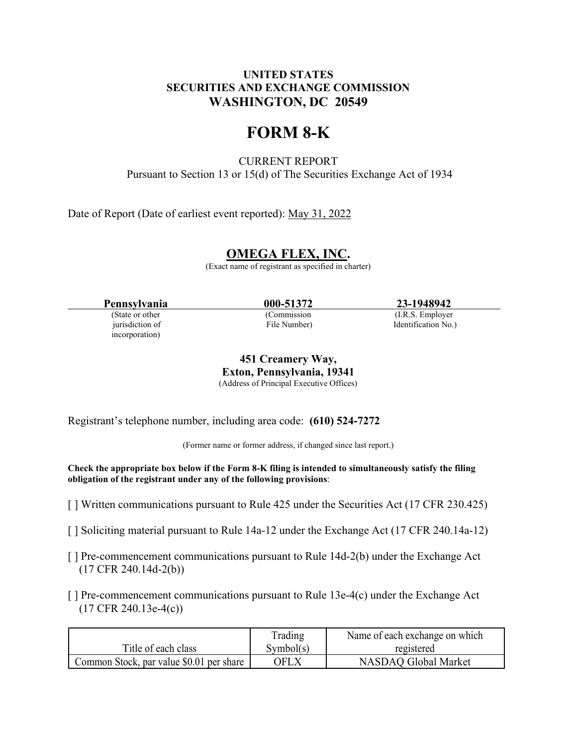**UNITED STATES**
**SECURITIES AND EXCHANGE COMMISSION**
**WASHINGTON, DC 20549**

# FORM 8-K

CURRENT REPORT
Pursuant to Section 13 or 15(d) of The Securities Exchange Act of 1934

Date of Report (Date of earliest event reported): May 31, 2022

## OMEGA FLEX, INC.

(Exact name of registrant as specified in charter)

| **Pennsylvania** | **000-51372** | **23-1948942** |
|---|---|---|
| (State or other jurisdiction of incorporation) | (Commission File Number) | (I.R.S. Employer Identification No.) |

**451 Creamery Way,**
**Exton, Pennsylvania, 19341**
(Address of Principal Executive Offices)

Registrant's telephone number, including area code: **(610) 524-7272**

(Former name or former address, if changed since last report.)

**Check the appropriate box below if the Form 8-K filing is intended to simultaneously satisfy the filing obligation of the registrant under any of the following provisions**:

[ ] Written communications pursuant to Rule 425 under the Securities Act (17 CFR 230.425)

[ ] Soliciting material pursuant to Rule 14a-12 under the Exchange Act (17 CFR 240.14a-12)

[ ] Pre-commencement communications pursuant to Rule 14d-2(b) under the Exchange Act (17 CFR 240.14d-2(b))

[ ] Pre-commencement communications pursuant to Rule 13e-4(c) under the Exchange Act (17 CFR 240.13e-4(c))

| Title of each class | Trading Symbol(s) | Name of each exchange on which registered |
|---|---|---|
| Common Stock, par value $0.01 per share | OFLX | NASDAQ Global Market |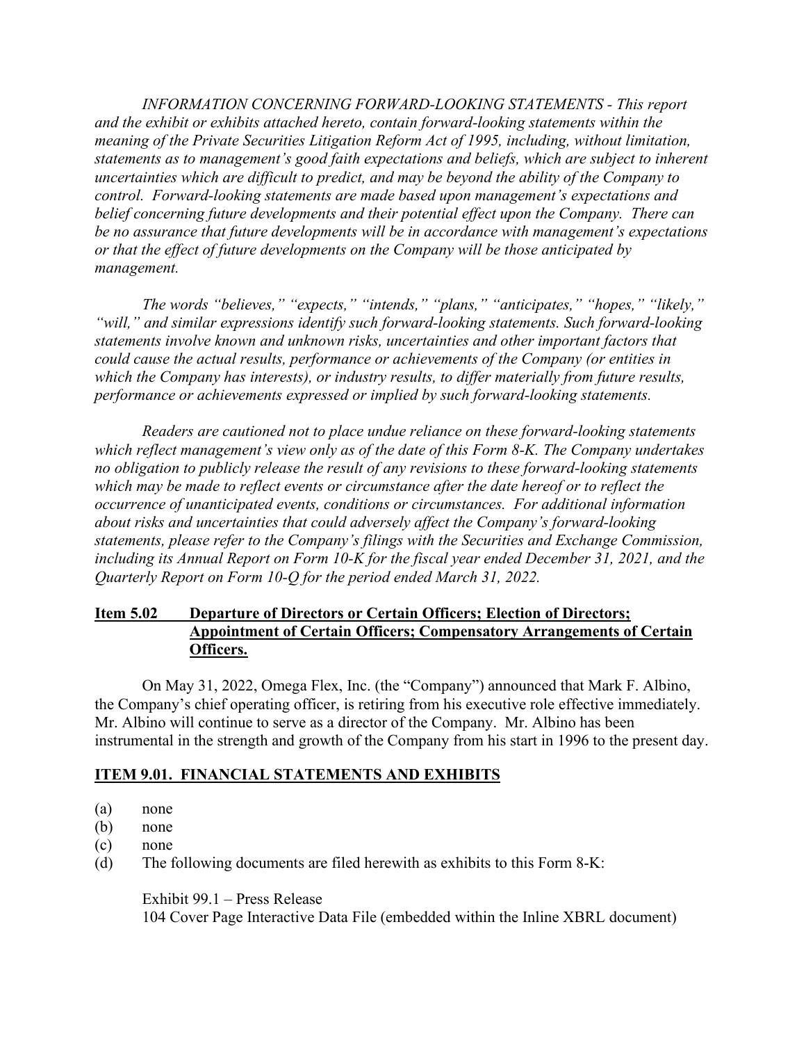*INFORMATION CONCERNING FORWARD-LOOKING STATEMENTS - This report and the exhibit or exhibits attached hereto, contain forward-looking statements within the meaning of the Private Securities Litigation Reform Act of 1995, including, without limitation, statements as to management's good faith expectations and beliefs, which are subject to inherent uncertainties which are difficult to predict, and may be beyond the ability of the Company to control. Forward-looking statements are made based upon management's expectations and belief concerning future developments and their potential effect upon the Company. There can be no assurance that future developments will be in accordance with management's expectations or that the effect of future developments on the Company will be those anticipated by management.*

*The words "believes," "expects," "intends," "plans," "anticipates," "hopes," "likely," "will," and similar expressions identify such forward-looking statements. Such forward-looking statements involve known and unknown risks, uncertainties and other important factors that could cause the actual results, performance or achievements of the Company (or entities in which the Company has interests), or industry results, to differ materially from future results, performance or achievements expressed or implied by such forward-looking statements.*

*Readers are cautioned not to place undue reliance on these forward-looking statements which reflect management's view only as of the date of this Form 8-K. The Company undertakes no obligation to publicly release the result of any revisions to these forward-looking statements which may be made to reflect events or circumstance after the date hereof or to reflect the occurrence of unanticipated events, conditions or circumstances. For additional information about risks and uncertainties that could adversely affect the Company's forward-looking statements, please refer to the Company's filings with the Securities and Exchange Commission, including its Annual Report on Form 10-K for the fiscal year ended December 31, 2021, and the Quarterly Report on Form 10-Q for the period ended March 31, 2022.*

## Item 5.02 Departure of Directors or Certain Officers; Election of Directors; Appointment of Certain Officers; Compensatory Arrangements of Certain Officers.

On May 31, 2022, Omega Flex, Inc. (the "Company") announced that Mark F. Albino, the Company's chief operating officer, is retiring from his executive role effective immediately. Mr. Albino will continue to serve as a director of the Company. Mr. Albino has been instrumental in the strength and growth of the Company from his start in 1996 to the present day.

## ITEM 9.01. FINANCIAL STATEMENTS AND EXHIBITS

(a) none
(b) none
(c) none
(d) The following documents are filed herewith as exhibits to this Form 8-K:

Exhibit 99.1 – Press Release
104 Cover Page Interactive Data File (embedded within the Inline XBRL document)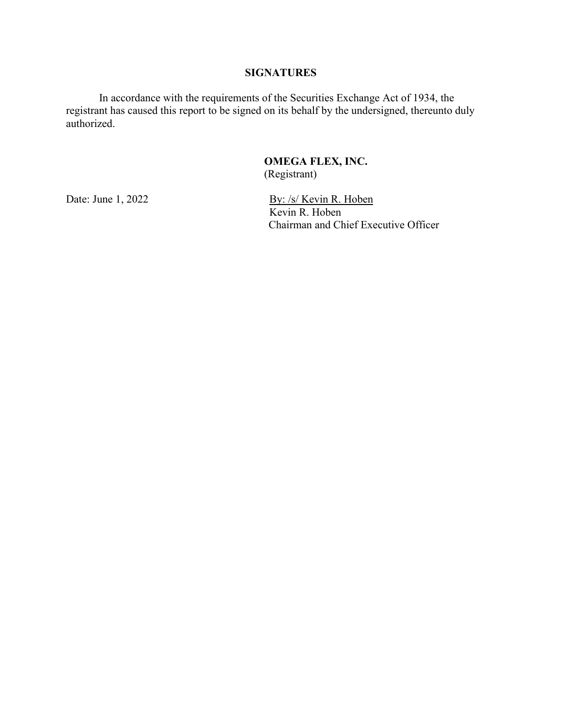## SIGNATURES

In accordance with the requirements of the Securities Exchange Act of 1934, the registrant has caused this report to be signed on its behalf by the undersigned, thereunto duly authorized.

**OMEGA FLEX, INC.**
(Registrant)

Date: June 1, 2022

By: /s/ Kevin R. Hoben
Kevin R. Hoben
Chairman and Chief Executive Officer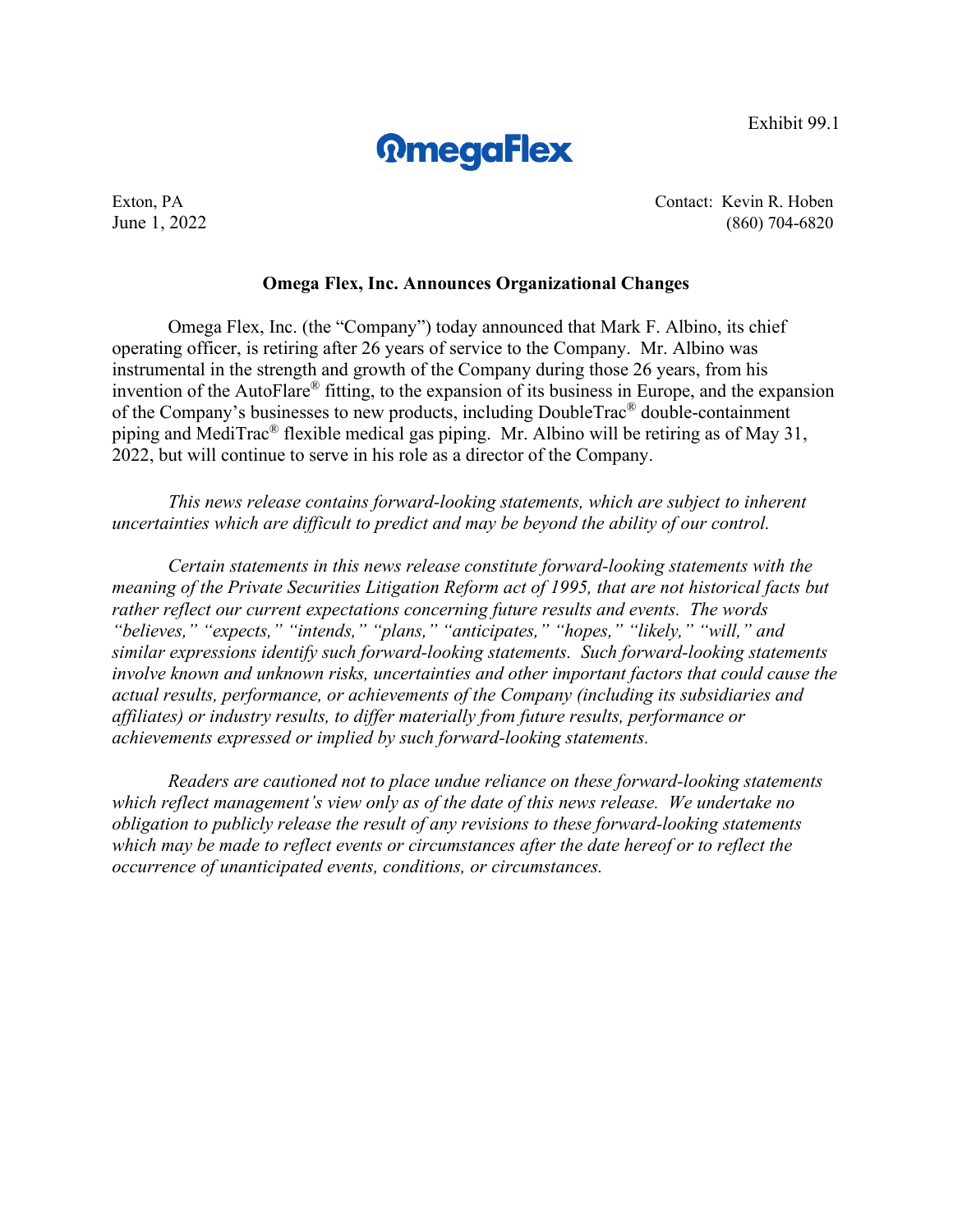Exhibit 99.1

# OmegaFlex

Exton, PA
June 1, 2022

Contact: Kevin R. Hoben
(860) 704-6820

**Omega Flex, Inc. Announces Organizational Changes**

Omega Flex, Inc. (the "Company") today announced that Mark F. Albino, its chief operating officer, is retiring after 26 years of service to the Company. Mr. Albino was instrumental in the strength and growth of the Company during those 26 years, from his invention of the AutoFlare® fitting, to the expansion of its business in Europe, and the expansion of the Company's businesses to new products, including DoubleTrac® double-containment piping and MediTrac® flexible medical gas piping. Mr. Albino will be retiring as of May 31, 2022, but will continue to serve in his role as a director of the Company.

*This news release contains forward-looking statements, which are subject to inherent uncertainties which are difficult to predict and may be beyond the ability of our control.*

*Certain statements in this news release constitute forward-looking statements with the meaning of the Private Securities Litigation Reform act of 1995, that are not historical facts but rather reflect our current expectations concerning future results and events. The words "believes," "expects," "intends," "plans," "anticipates," "hopes," "likely," "will," and similar expressions identify such forward-looking statements. Such forward-looking statements involve known and unknown risks, uncertainties and other important factors that could cause the actual results, performance, or achievements of the Company (including its subsidiaries and affiliates) or industry results, to differ materially from future results, performance or achievements expressed or implied by such forward-looking statements.*

*Readers are cautioned not to place undue reliance on these forward-looking statements which reflect management's view only as of the date of this news release. We undertake no obligation to publicly release the result of any revisions to these forward-looking statements which may be made to reflect events or circumstances after the date hereof or to reflect the occurrence of unanticipated events, conditions, or circumstances.*